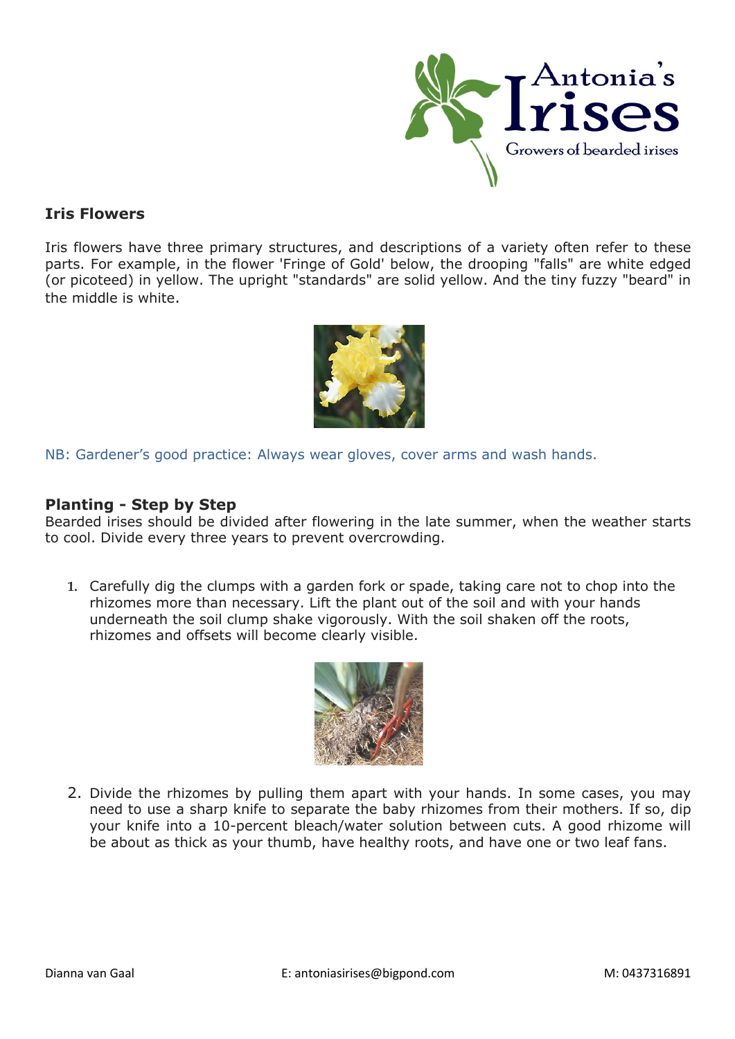Antonia's Irises

Growers of bearded irises

## Iris Flowers

Iris flowers have three primary structures, and descriptions of a variety often refer to these parts. For example, in the flower 'Fringe of Gold' below, the drooping "falls" are white edged (or picoteed) in yellow. The upright "standards" are solid yellow. And the tiny fuzzy "beard" in the middle is white.

NB: Gardener's good practice: Always wear gloves, cover arms and wash hands.

## Planting - Step by Step

Bearded irises should be divided after flowering in the late summer, when the weather starts to cool. Divide every three years to prevent overcrowding.

1. Carefully dig the clumps with a garden fork or spade, taking care not to chop into the rhizomes more than necessary. Lift the plant out of the soil and with your hands underneath the soil clump shake vigorously. With the soil shaken off the roots, rhizomes and offsets will become clearly visible.

2. Divide the rhizomes by pulling them apart with your hands. In some cases, you may need to use a sharp knife to separate the baby rhizomes from their mothers. If so, dip your knife into a 10-percent bleach/water solution between cuts. A good rhizome will be about as thick as your thumb, have healthy roots, and have one or two leaf fans.

Dianna van Gaal E: antoniasirises@bigpond.com M: 0437316891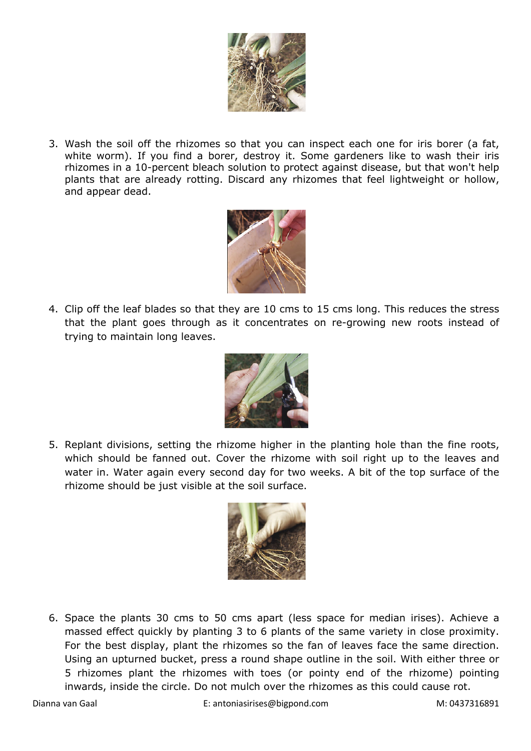3. Wash the soil off the rhizomes so that you can inspect each one for iris borer (a fat, white worm). If you find a borer, destroy it. Some gardeners like to wash their iris rhizomes in a 10-percent bleach solution to protect against disease, but that won't help plants that are already rotting. Discard any rhizomes that feel lightweight or hollow, and appear dead.

4. Clip off the leaf blades so that they are 10 cms to 15 cms long. This reduces the stress that the plant goes through as it concentrates on re-growing new roots instead of trying to maintain long leaves.

5. Replant divisions, setting the rhizome higher in the planting hole than the fine roots, which should be fanned out. Cover the rhizome with soil right up to the leaves and water in. Water again every second day for two weeks. A bit of the top surface of the rhizome should be just visible at the soil surface.

6. Space the plants 30 cms to 50 cms apart (less space for median irises). Achieve a massed effect quickly by planting 3 to 6 plants of the same variety in close proximity. For the best display, plant the rhizomes so the fan of leaves face the same direction. Using an upturned bucket, press a round shape outline in the soil. With either three or 5 rhizomes plant the rhizomes with toes (or pointy end of the rhizome) pointing inwards, inside the circle. Do not mulch over the rhizomes as this could cause rot.

Dianna van Gaal E: antoniasirises@bigpond.com M: 0437316891